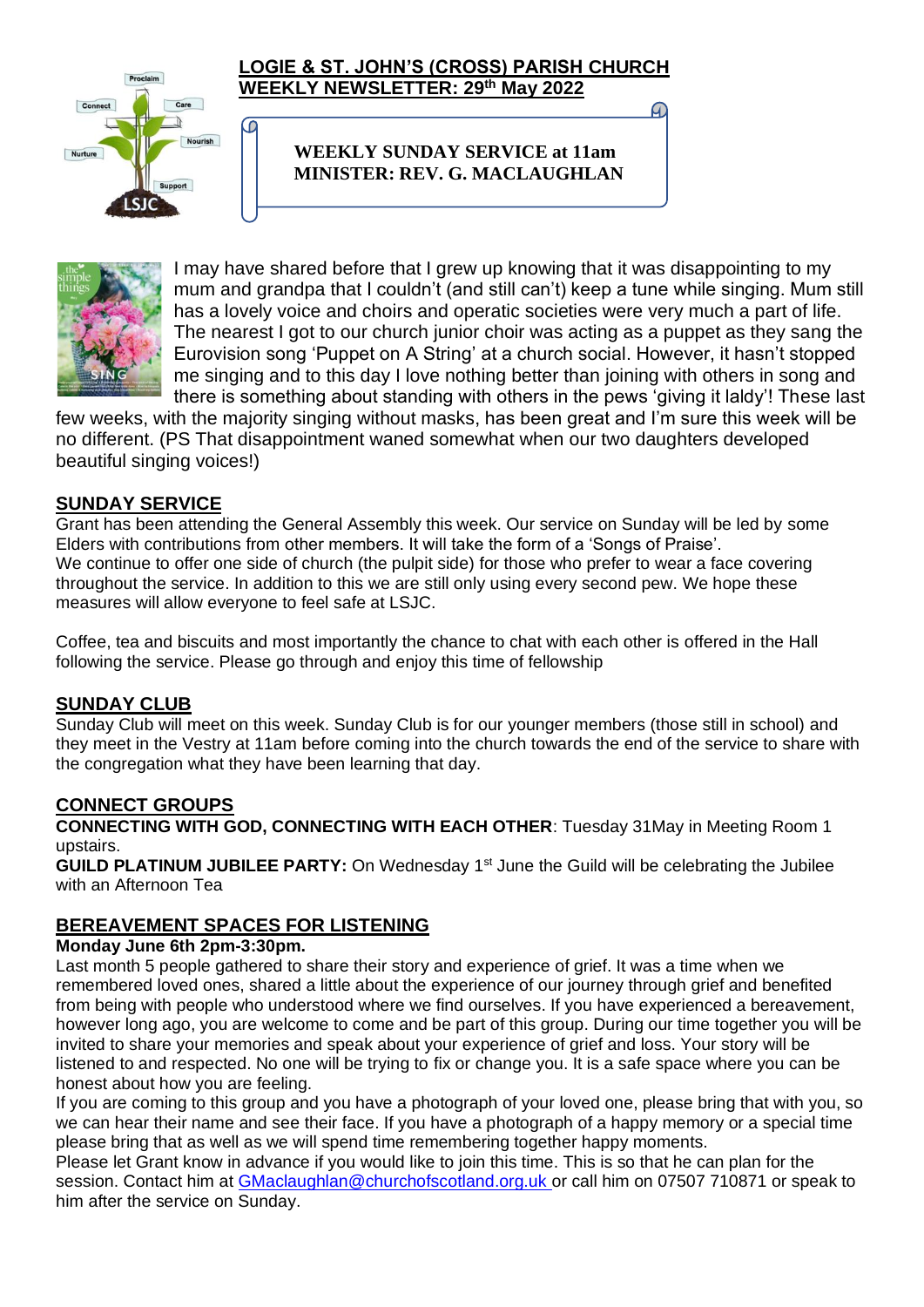# LOGIE & ST. JOHN'S (CROSS) PARISH CHURCH
## WEEKLY NEWSLETTER: 29th May 2022

**WEEKLY SUNDAY SERVICE at 11am**
**MINISTER: REV. G. MACLAUGHLAN**

I may have shared before that I grew up knowing that it was disappointing to my mum and grandpa that I couldn't (and still can't) keep a tune while singing. Mum still has a lovely voice and choirs and operatic societies were very much a part of life. The nearest I got to our church junior choir was acting as a puppet as they sang the Eurovision song 'Puppet on A String' at a church social. However, it hasn't stopped me singing and to this day I love nothing better than joining with others in song and there is something about standing with others in the pews 'giving it laldy'! These last few weeks, with the majority singing without masks, has been great and I'm sure this week will be no different. (PS That disappointment waned somewhat when our two daughters developed beautiful singing voices!)

## SUNDAY SERVICE

Grant has been attending the General Assembly this week. Our service on Sunday will be led by some Elders with contributions from other members. It will take the form of a 'Songs of Praise'.
We continue to offer one side of church (the pulpit side) for those who prefer to wear a face covering throughout the service. In addition to this we are still only using every second pew. We hope these measures will allow everyone to feel safe at LSJC.

Coffee, tea and biscuits and most importantly the chance to chat with each other is offered in the Hall following the service. Please go through and enjoy this time of fellowship

## SUNDAY CLUB

Sunday Club will meet on this week. Sunday Club is for our younger members (those still in school) and they meet in the Vestry at 11am before coming into the church towards the end of the service to share with the congregation what they have been learning that day.

## CONNECT GROUPS

**CONNECTING WITH GOD, CONNECTING WITH EACH OTHER**: Tuesday 31May in Meeting Room 1 upstairs.
**GUILD PLATINUM JUBILEE PARTY:** On Wednesday 1st June the Guild will be celebrating the Jubilee with an Afternoon Tea

## BEREAVEMENT SPACES FOR LISTENING

**Monday June 6th 2pm-3:30pm.**

Last month 5 people gathered to share their story and experience of grief. It was a time when we remembered loved ones, shared a little about the experience of our journey through grief and benefited from being with people who understood where we find ourselves. If you have experienced a bereavement, however long ago, you are welcome to come and be part of this group. During our time together you will be invited to share your memories and speak about your experience of grief and loss. Your story will be listened to and respected. No one will be trying to fix or change you. It is a safe space where you can be honest about how you are feeling.
If you are coming to this group and you have a photograph of your loved one, please bring that with you, so we can hear their name and see their face. If you have a photograph of a happy memory or a special time please bring that as well as we will spend time remembering together happy moments.
Please let Grant know in advance if you would like to join this time. This is so that he can plan for the session. Contact him at GMaclaughlan@churchofscotland.org.uk or call him on 07507 710871 or speak to him after the service on Sunday.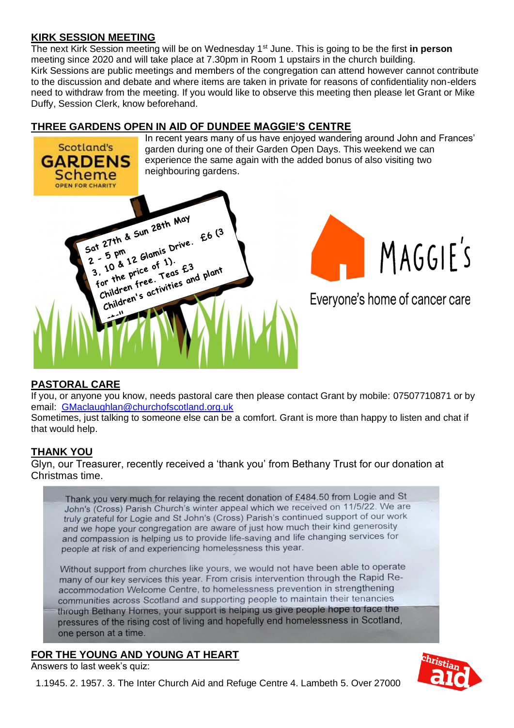## KIRK SESSION MEETING

The next Kirk Session meeting will be on Wednesday 1st June. This is going to be the first **in person** meeting since 2020 and will take place at 7.30pm in Room 1 upstairs in the church building.

Kirk Sessions are public meetings and members of the congregation can attend however cannot contribute to the discussion and debate and where items are taken in private for reasons of confidentiality non-elders need to withdraw from the meeting. If you would like to observe this meeting then please let Grant or Mike Duffy, Session Clerk, know beforehand.

## THREE GARDENS OPEN IN AID OF DUNDEE MAGGIE'S CENTRE

Scotland's GARDENS Scheme
OPEN FOR CHARITY

In recent years many of us have enjoyed wandering around John and Frances' garden during one of their Garden Open Days. This weekend we can experience the same again with the added bonus of also visiting two neighbouring gardens.

Sat 27th & Sun 28th May
2 - 5 pm
3, 10 & 12 Glamis Drive. £6 (3 for the price of 1).
Children free. Teas £3
Children's activities and plant stall

MAGGIE'S
Everyone's home of cancer care

## PASTORAL CARE

If you, or anyone you know, needs pastoral care then please contact Grant by mobile: 07507710871 or by email: GMaclaughlan@churchofscotland.org.uk

Sometimes, just talking to someone else can be a comfort. Grant is more than happy to listen and chat if that would help.

## THANK YOU

Glyn, our Treasurer, recently received a 'thank you' from Bethany Trust for our donation at Christmas time.

> Thank you very much for relaying the recent donation of £484.50 from Logie and St John's (Cross) Parish Church's winter appeal which we received on 11/5/22. We are truly grateful for Logie and St John's (Cross) Parish's continued support of our work and we hope your congregation are aware of just how much their kind generosity and compassion is helping us to provide life-saving and life changing services for people at risk of and experiencing homelessness this year.
>
> Without support from churches like yours, we would not have been able to operate many of our key services this year. From crisis intervention through the Rapid Re-accommodation Welcome Centre, to homelessness prevention in strengthening communities across Scotland and supporting people to maintain their tenancies through Bethany Homes, your support is helping us give people hope to face the pressures of the rising cost of living and hopefully end homelessness in Scotland, one person at a time.

## FOR THE YOUNG AND YOUNG AT HEART

Answers to last week's quiz:

1.1945. 2. 1957. 3. The Inter Church Aid and Refuge Centre 4. Lambeth 5. Over 27000

Christian aid